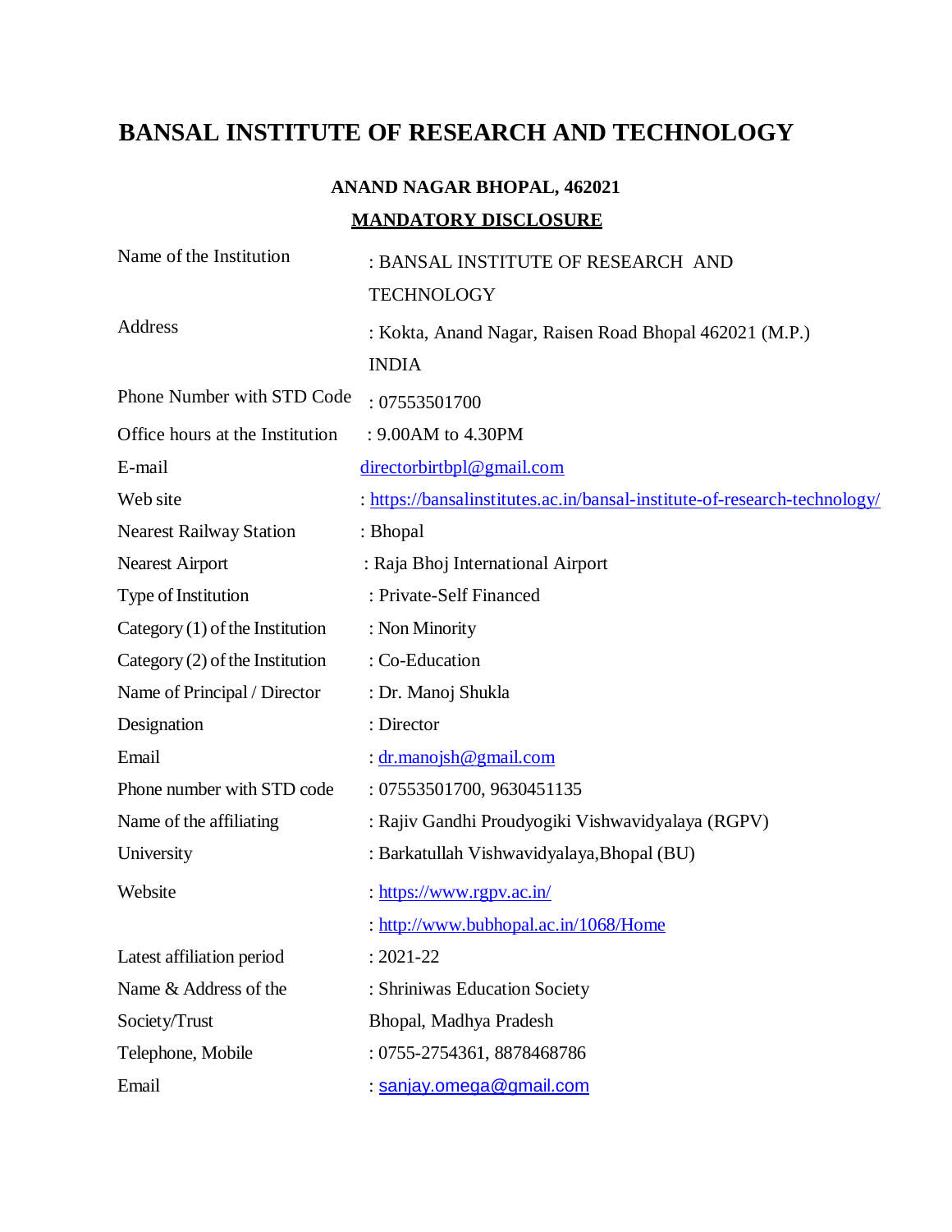# BANSAL INSTITUTE OF RESEARCH AND TECHNOLOGY

### ANAND NAGAR BHOPAL, 462021

### MANDATORY DISCLOSURE

| | |
|---|---|
| Name of the Institution | : BANSAL INSTITUTE OF RESEARCH AND TECHNOLOGY |
| Address | : Kokta, Anand Nagar, Raisen Road Bhopal 462021 (M.P.) INDIA |
| Phone Number with STD Code | : 07553501700 |
| Office hours at the Institution | : 9.00AM to 4.30PM |
| E-mail | directorbirtbpl@gmail.com |
| Web site | : https://bansalinstitutes.ac.in/bansal-institute-of-research-technology/ |
| Nearest Railway Station | : Bhopal |
| Nearest Airport | : Raja Bhoj International Airport |
| Type of Institution | : Private-Self Financed |
| Category (1) of the Institution | : Non Minority |
| Category (2) of the Institution | : Co-Education |
| Name of Principal / Director | : Dr. Manoj Shukla |
| Designation | : Director |
| Email | : dr.manojsh@gmail.com |
| Phone number with STD code | : 07553501700, 9630451135 |
| Name of the affiliating University | : Rajiv Gandhi Proudyogiki Vishwavidyalaya (RGPV)<br>: Barkatullah Vishwavidyalaya,Bhopal (BU) |
| Website | : https://www.rgpv.ac.in/<br>: http://www.bubhopal.ac.in/1068/Home |
| Latest affiliation period | : 2021-22 |
| Name & Address of the Society/Trust | : Shriniwas Education Society Bhopal, Madhya Pradesh |
| Telephone, Mobile | : 0755-2754361, 8878468786 |
| Email | : sanjay.omega@gmail.com |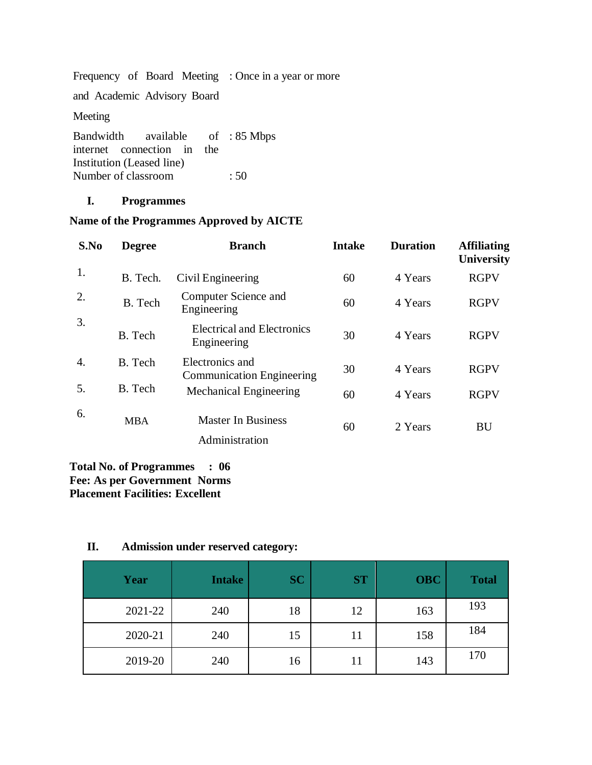Frequency of Board Meeting and Academic Advisory Board Meeting : Once in a year or more

Bandwidth available of internet connection in the Institution (Leased line) : 85 Mbps

Number of classroom : 50

## I. Programmes

**Name of the Programmes Approved by AICTE**

| S.No | Degree | Branch | Intake | Duration | Affiliating University |
|---|---|---|---|---|---|
| 1. | B. Tech. | Civil Engineering | 60 | 4 Years | RGPV |
| 2. | B. Tech | Computer Science and Engineering | 60 | 4 Years | RGPV |
| 3. | B. Tech | Electrical and Electronics Engineering | 30 | 4 Years | RGPV |
| 4. | B. Tech | Electronics and Communication Engineering | 30 | 4 Years | RGPV |
| 5. | B. Tech | Mechanical Engineering | 60 | 4 Years | RGPV |
| 6. | MBA | Master In Business Administration | 60 | 2 Years | BU |

**Total No. of Programmes : 06**
**Fee: As per Government Norms**
**Placement Facilities: Excellent**

## II. Admission under reserved category:

| Year | Intake | SC | ST | OBC | Total |
|---|---|---|---|---|---|
| 2021-22 | 240 | 18 | 12 | 163 | 193 |
| 2020-21 | 240 | 15 | 11 | 158 | 184 |
| 2019-20 | 240 | 16 | 11 | 143 | 170 |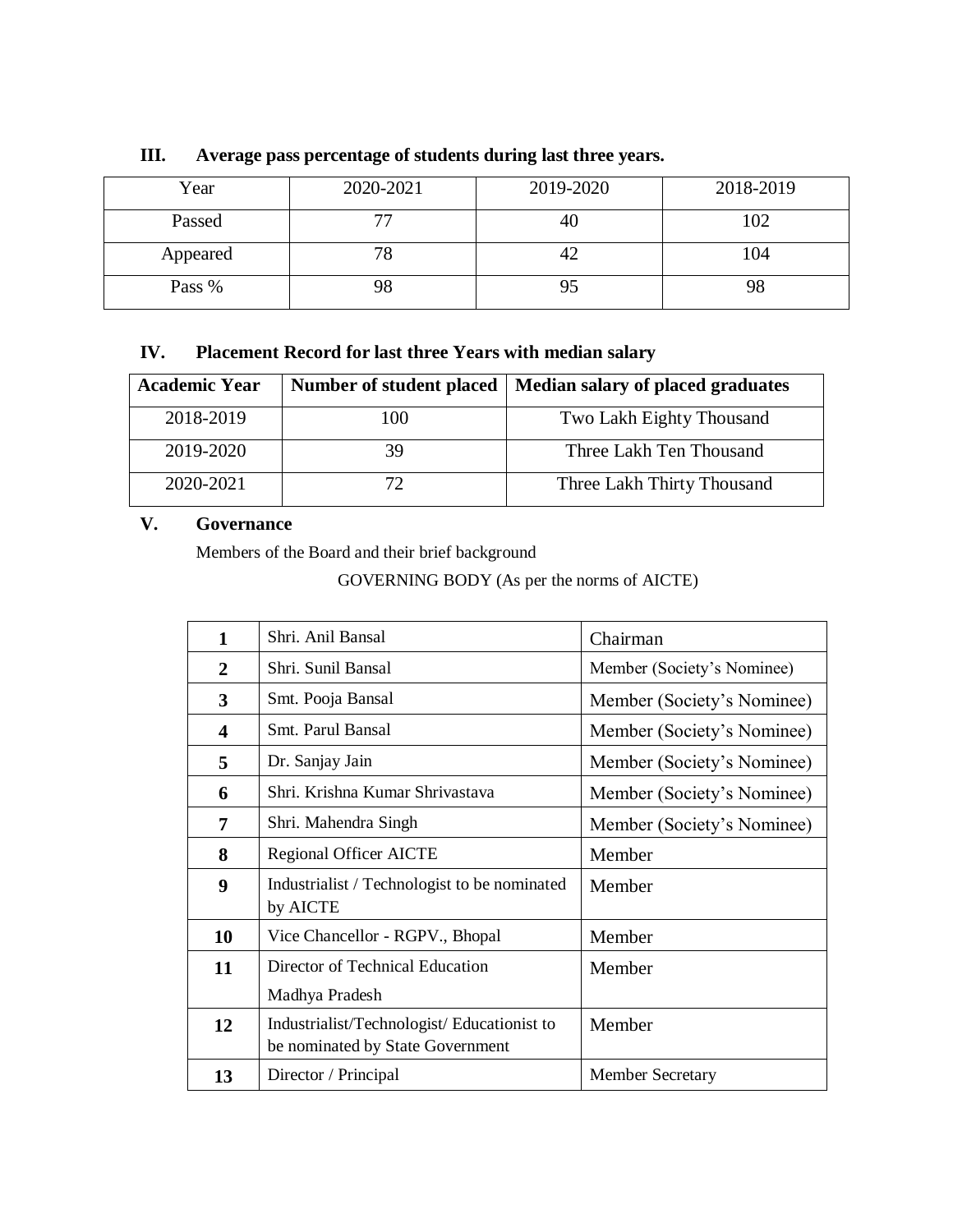### III. Average pass percentage of students during last three years.

| Year | 2020-2021 | 2019-2020 | 2018-2019 |
|---|---|---|---|
| Passed | 77 | 40 | 102 |
| Appeared | 78 | 42 | 104 |
| Pass % | 98 | 95 | 98 |

### IV. Placement Record for last three Years with median salary

| Academic Year | Number of student placed | Median salary of placed graduates |
|---|---|---|
| 2018-2019 | 100 | Two Lakh Eighty Thousand |
| 2019-2020 | 39 | Three Lakh Ten Thousand |
| 2020-2021 | 72 | Three Lakh Thirty Thousand |

### V. Governance

Members of the Board and their brief background

GOVERNING BODY (As per the norms of AICTE)

| | | |
|---|---|---|
| **1** | Shri. Anil Bansal | Chairman |
| **2** | Shri. Sunil Bansal | Member (Society's Nominee) |
| **3** | Smt. Pooja Bansal | Member (Society's Nominee) |
| **4** | Smt. Parul Bansal | Member (Society's Nominee) |
| **5** | Dr. Sanjay Jain | Member (Society's Nominee) |
| **6** | Shri. Krishna Kumar Shrivastava | Member (Society's Nominee) |
| **7** | Shri. Mahendra Singh | Member (Society's Nominee) |
| **8** | Regional Officer AICTE | Member |
| **9** | Industrialist / Technologist to be nominated by AICTE | Member |
| **10** | Vice Chancellor - RGPV., Bhopal | Member |
| **11** | Director of Technical Education Madhya Pradesh | Member |
| **12** | Industrialist/Technologist/ Educationist to be nominated by State Government | Member |
| **13** | Director / Principal | Member Secretary |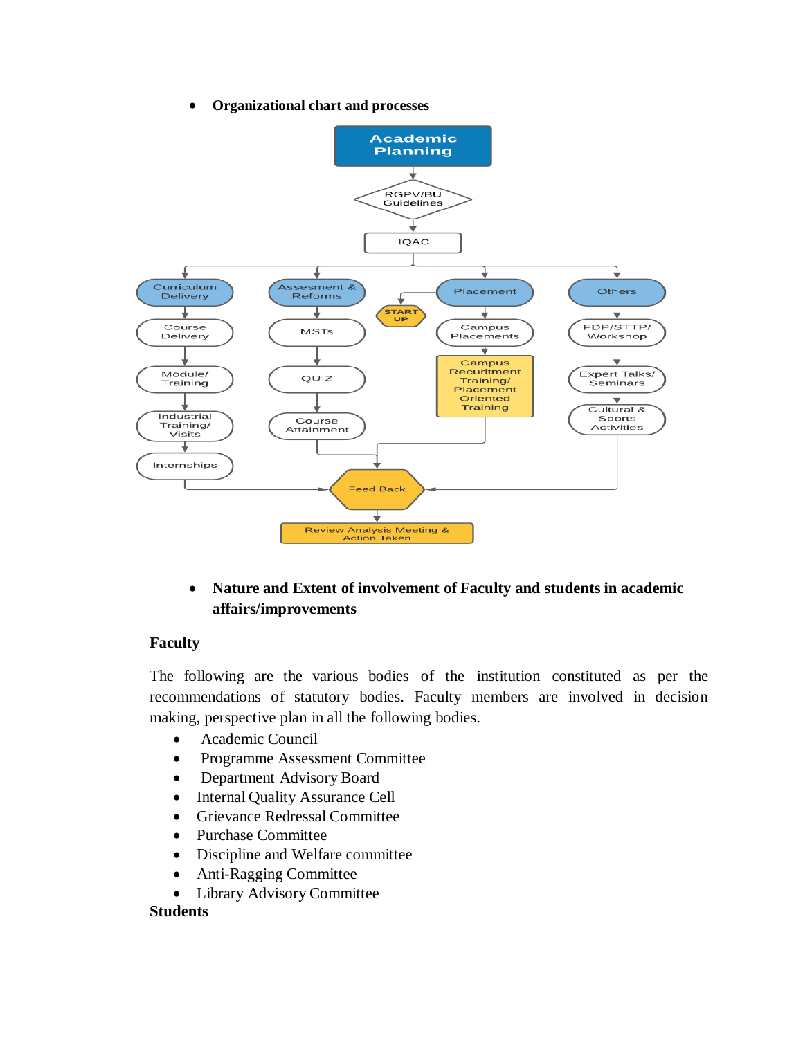- **Organizational chart and processes**

Academic Planning

RGPV/BU Guidelines

IQAC

| Curriculum Delivery | Assesment & Reforms | Placement | Others |
|---|---|---|---|
| Course Delivery | MSTs | START UP / Campus Placements | FDP/STTP/ Workshop |
| Module/ Training | QUIZ | Campus Recuritment Training/ Placement Oriented Training | Expert Talks/ Seminars |
| Industrial Training/ Visits | Course Attainment | | Cultural & Sports Activities |
| Internships | | | |

Feed Back

Review Analysis Meeting & Action Taken

- **Nature and Extent of involvement of Faculty and students in academic affairs/improvements**

**Faculty**

The following are the various bodies of the institution constituted as per the recommendations of statutory bodies. Faculty members are involved in decision making, perspective plan in all the following bodies.

- Academic Council
- Programme Assessment Committee
- Department Advisory Board
- Internal Quality Assurance Cell
- Grievance Redressal Committee
- Purchase Committee
- Discipline and Welfare committee
- Anti-Ragging Committee
- Library Advisory Committee

**Students**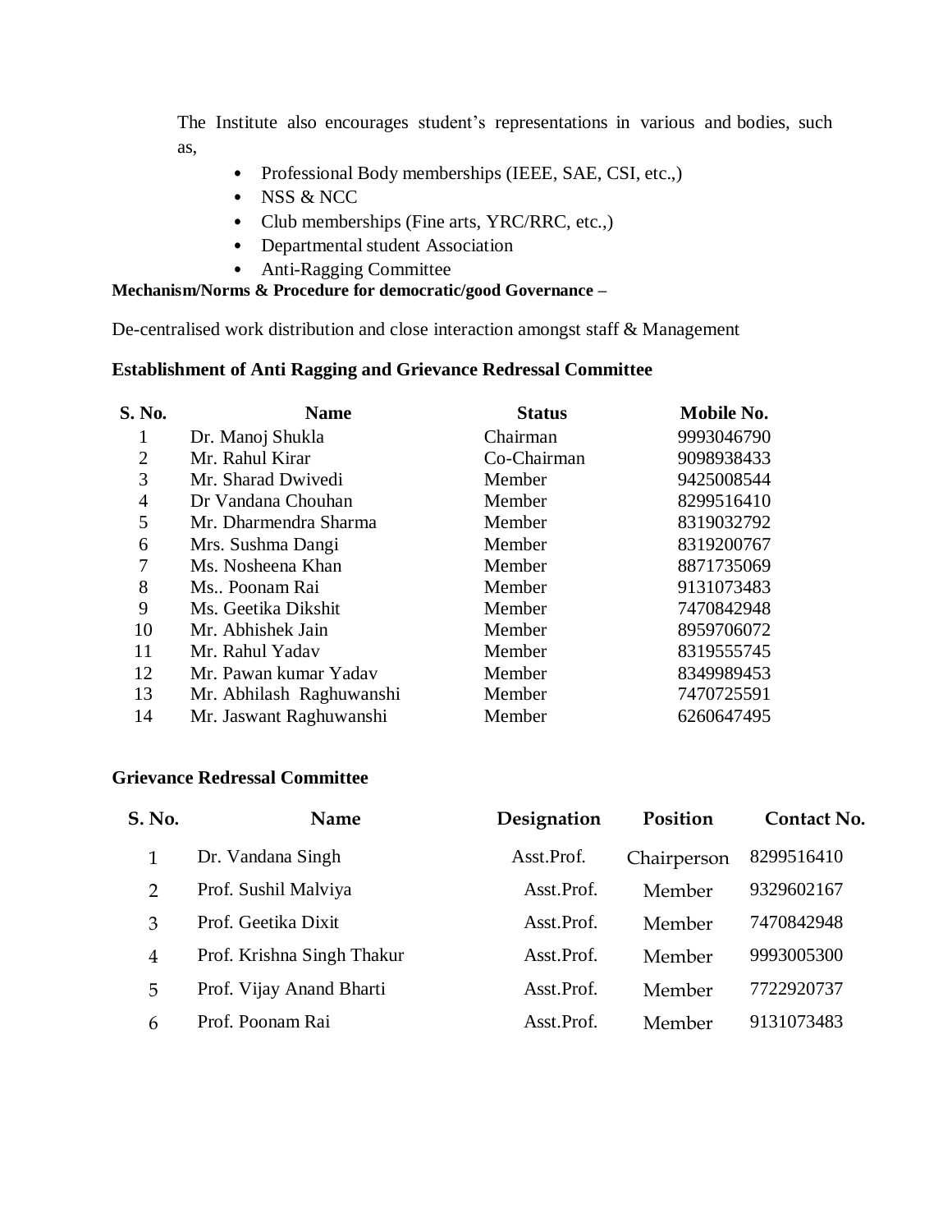The Institute also encourages student's representations in various and bodies, such as,

- Professional Body memberships (IEEE, SAE, CSI, etc.,)
- NSS & NCC
- Club memberships (Fine arts, YRC/RRC, etc.,)
- Departmental student Association
- Anti-Ragging Committee

**Mechanism/Norms & Procedure for democratic/good Governance –**

De-centralised work distribution and close interaction amongst staff & Management

**Establishment of Anti Ragging and Grievance Redressal Committee**

| S. No. | Name | Status | Mobile No. |
|---|---|---|---|
| 1 | Dr. Manoj Shukla | Chairman | 9993046790 |
| 2 | Mr. Rahul Kirar | Co-Chairman | 9098938433 |
| 3 | Mr. Sharad Dwivedi | Member | 9425008544 |
| 4 | Dr Vandana Chouhan | Member | 8299516410 |
| 5 | Mr. Dharmendra Sharma | Member | 8319032792 |
| 6 | Mrs. Sushma Dangi | Member | 8319200767 |
| 7 | Ms. Nosheena Khan | Member | 8871735069 |
| 8 | Ms.. Poonam Rai | Member | 9131073483 |
| 9 | Ms. Geetika Dikshit | Member | 7470842948 |
| 10 | Mr. Abhishek Jain | Member | 8959706072 |
| 11 | Mr. Rahul Yadav | Member | 8319555745 |
| 12 | Mr. Pawan kumar Yadav | Member | 8349989453 |
| 13 | Mr. Abhilash Raghuwanshi | Member | 7470725591 |
| 14 | Mr. Jaswant Raghuwanshi | Member | 6260647495 |

**Grievance Redressal Committee**

| S. No. | Name | Designation | Position | Contact No. |
|---|---|---|---|---|
| 1 | Dr. Vandana Singh | Asst.Prof. | Chairperson | 8299516410 |
| 2 | Prof. Sushil Malviya | Asst.Prof. | Member | 9329602167 |
| 3 | Prof. Geetika Dixit | Asst.Prof. | Member | 7470842948 |
| 4 | Prof. Krishna Singh Thakur | Asst.Prof. | Member | 9993005300 |
| 5 | Prof. Vijay Anand Bharti | Asst.Prof. | Member | 7722920737 |
| 6 | Prof. Poonam Rai | Asst.Prof. | Member | 9131073483 |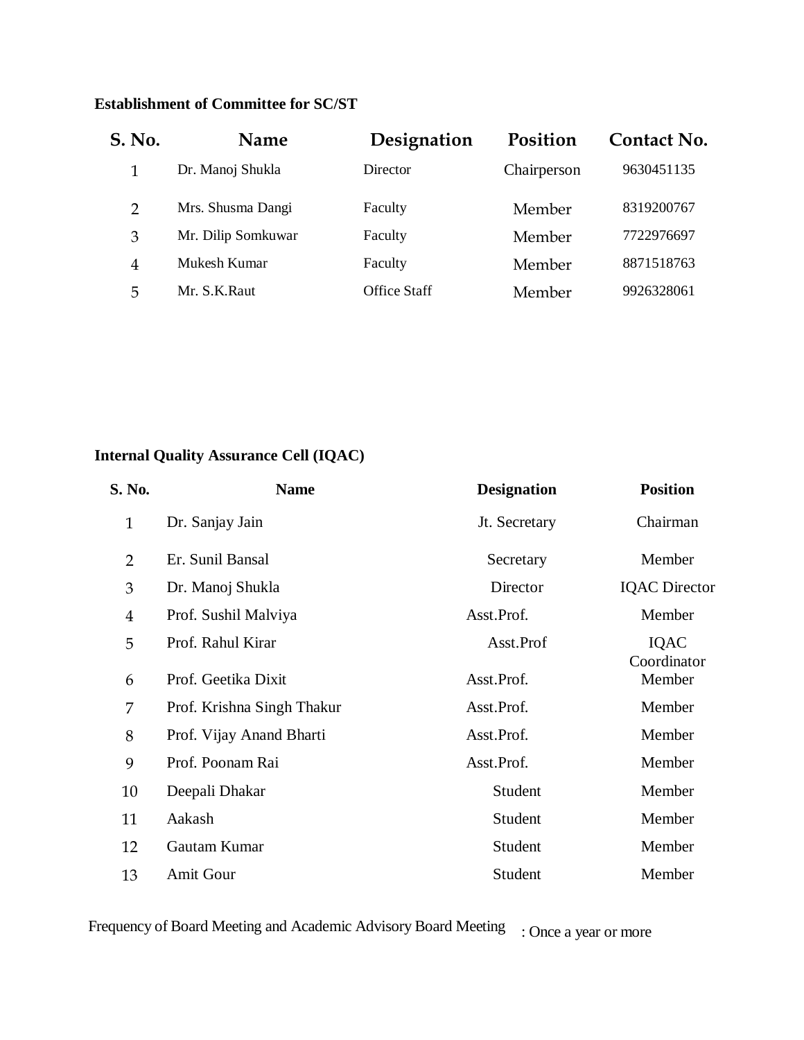**Establishment of Committee for SC/ST**

| S. No. | Name | Designation | Position | Contact No. |
|---|---|---|---|---|
| 1 | Dr. Manoj Shukla | Director | Chairperson | 9630451135 |
| 2 | Mrs. Shusma Dangi | Faculty | Member | 8319200767 |
| 3 | Mr. Dilip Somkuwar | Faculty | Member | 7722976697 |
| 4 | Mukesh Kumar | Faculty | Member | 8871518763 |
| 5 | Mr. S.K.Raut | Office Staff | Member | 9926328061 |

**Internal Quality Assurance Cell (IQAC)**

| S. No. | Name | Designation | Position |
|---|---|---|---|
| 1 | Dr. Sanjay Jain | Jt. Secretary | Chairman |
| 2 | Er. Sunil Bansal | Secretary | Member |
| 3 | Dr. Manoj Shukla | Director | IQAC Director |
| 4 | Prof. Sushil Malviya | Asst.Prof. | Member |
| 5 | Prof. Rahul Kirar | Asst.Prof | IQAC Coordinator |
| 6 | Prof. Geetika Dixit | Asst.Prof. | Member |
| 7 | Prof. Krishna Singh Thakur | Asst.Prof. | Member |
| 8 | Prof. Vijay Anand Bharti | Asst.Prof. | Member |
| 9 | Prof. Poonam Rai | Asst.Prof. | Member |
| 10 | Deepali Dhakar | Student | Member |
| 11 | Aakash | Student | Member |
| 12 | Gautam Kumar | Student | Member |
| 13 | Amit Gour | Student | Member |

Frequency of Board Meeting and Academic Advisory Board Meeting : Once a year or more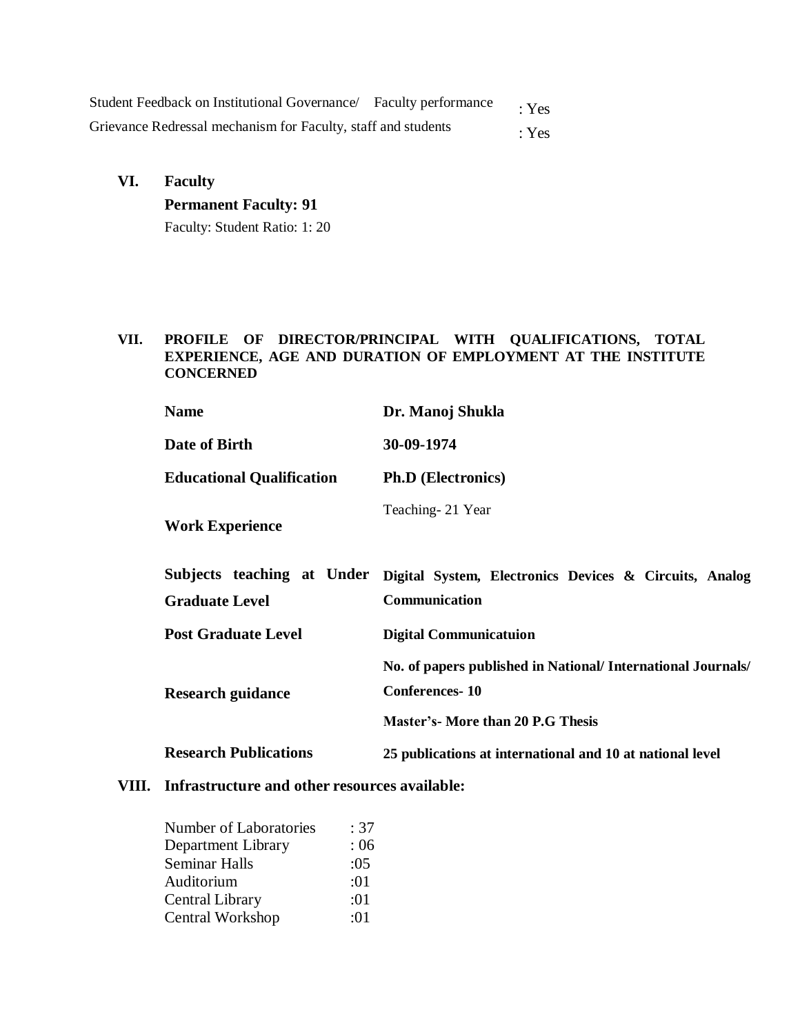Student Feedback on Institutional Governance/ Faculty performance : Yes

Grievance Redressal mechanism for Faculty, staff and students : Yes

## VI. Faculty

**Permanent Faculty: 91**

Faculty: Student Ratio: 1: 20

## VII. PROFILE OF DIRECTOR/PRINCIPAL WITH QUALIFICATIONS, TOTAL EXPERIENCE, AGE AND DURATION OF EMPLOYMENT AT THE INSTITUTE CONCERNED

| | |
|---|---|
| **Name** | **Dr. Manoj Shukla** |
| **Date of Birth** | **30-09-1974** |
| **Educational Qualification** | **Ph.D (Electronics)** |
| **Work Experience** | Teaching- 21 Year |
| **Subjects teaching at Under Graduate Level** | **Digital System, Electronics Devices & Circuits, Analog Communication** |
| **Post Graduate Level** | **Digital Communicatuion** |
| **Research guidance** | **No. of papers published in National/ International Journals/ Conferences- 10**<br>**Master's- More than 20 P.G Thesis** |
| **Research Publications** | **25 publications at international and 10 at national level** |

## VIII. Infrastructure and other resources available:

| | |
|---|---|
| Number of Laboratories | : 37 |
| Department Library | : 06 |
| Seminar Halls | :05 |
| Auditorium | :01 |
| Central Library | :01 |
| Central Workshop | :01 |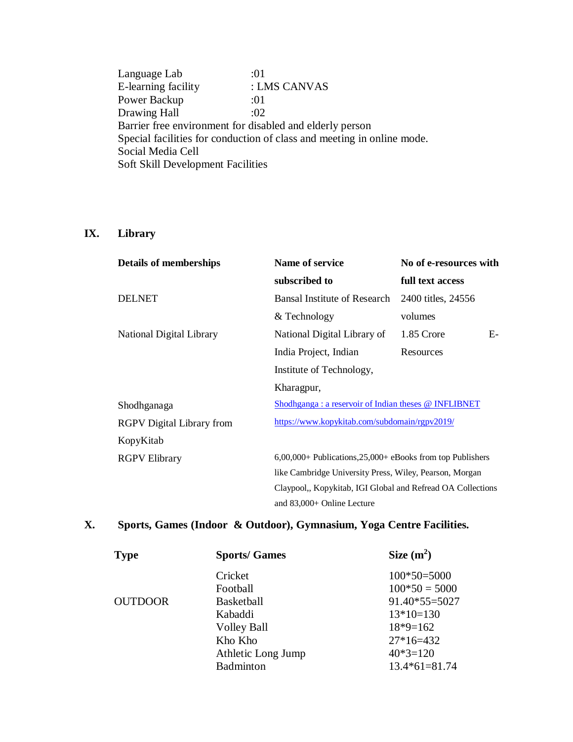| | |
|---|---|
| Language Lab | :01 |
| E-learning facility | : LMS CANVAS |
| Power Backup | :01 |
| Drawing Hall | :02 |

Barrier free environment for disabled and elderly person
Special facilities for conduction of class and meeting in online mode.
Social Media Cell
Soft Skill Development Facilities

## IX. Library

| Details of memberships | Name of service subscribed to | No of e-resources with full text access |
|---|---|---|
| DELNET | Bansal Institute of Research & Technology | 2400 titles, 24556 volumes |
| National Digital Library | National Digital Library of India Project, Indian Institute of Technology, Kharagpur, | 1.85 Crore E-Resources |
| Shodhganaga | Shodhganga : a reservoir of Indian theses @ INFLIBNET | |
| RGPV Digital Library from KopyKitab | https://www.kopykitab.com/subdomain/rgpv2019/ | |
| RGPV Elibrary | 6,00,000+ Publications,25,000+ eBooks from top Publishers like Cambridge University Press, Wiley, Pearson, Morgan Claypool,, Kopykitab, IGI Global and Refread OA Collections and 83,000+ Online Lecture | |

## X. Sports, Games (Indoor & Outdoor), Gymnasium, Yoga Centre Facilities.

| Type | Sports/ Games | Size ($m^2$) |
|---|---|---|
| | Cricket | 100*50=5000 |
| | Football | 100*50 = 5000 |
| OUTDOOR | Basketball | 91.40*55=5027 |
| | Kabaddi | 13*10=130 |
| | Volley Ball | 18*9=162 |
| | Kho Kho | 27*16=432 |
| | Athletic Long Jump | 40*3=120 |
| | Badminton | 13.4*61=81.74 |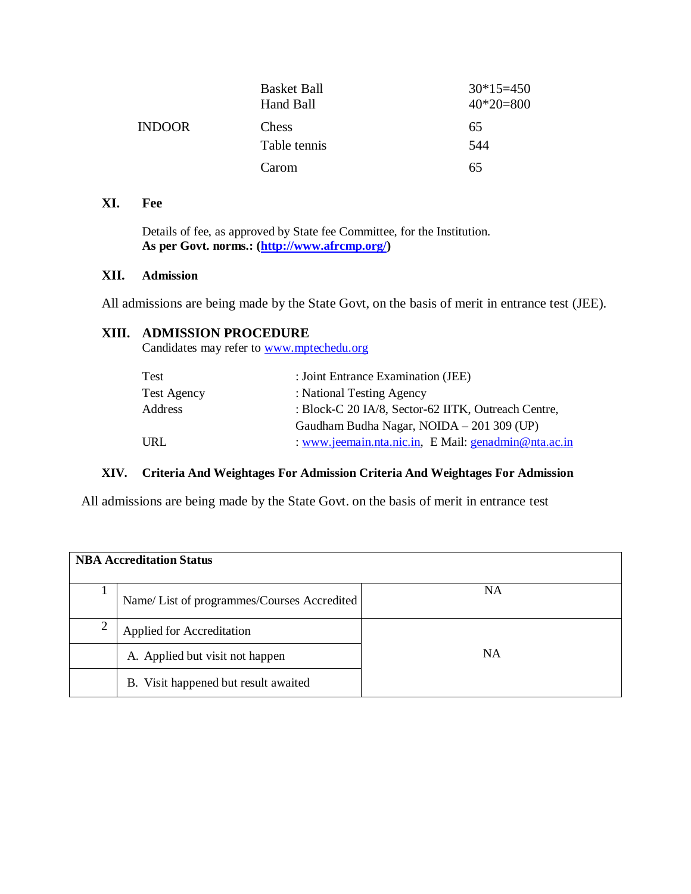| | | |
|---|---|---|
| | Basket Ball | 30*15=450 |
| | Hand Ball | 40*20=800 |
| INDOOR | Chess | 65 |
| | Table tennis | 544 |
| | Carom | 65 |

## XI. Fee

Details of fee, as approved by State fee Committee, for the Institution.
**As per Govt. norms.: (http://www.afrcmp.org/)**

## XII. Admission

All admissions are being made by the State Govt, on the basis of merit in entrance test (JEE).

## XIII. ADMISSION PROCEDURE

Candidates may refer to www.mptechedu.org

| | |
|---|---|
| Test | : Joint Entrance Examination (JEE) |
| Test Agency | : National Testing Agency |
| Address | : Block-C 20 IA/8, Sector-62 IITK, Outreach Centre, Gaudham Budha Nagar, NOIDA – 201 309 (UP) |
| URL | : www.jeemain.nta.nic.in, E Mail: genadmin@nta.ac.in |

## XIV. Criteria And Weightages For Admission Criteria And Weightages For Admission

All admissions are being made by the State Govt. on the basis of merit in entrance test

| **NBA Accreditation Status** | | |
|---|---|---|
| 1 | Name/ List of programmes/Courses Accredited | NA |
| 2 | Applied for Accreditation | NA |
| | A. Applied but visit not happen | |
| | B. Visit happened but result awaited | |